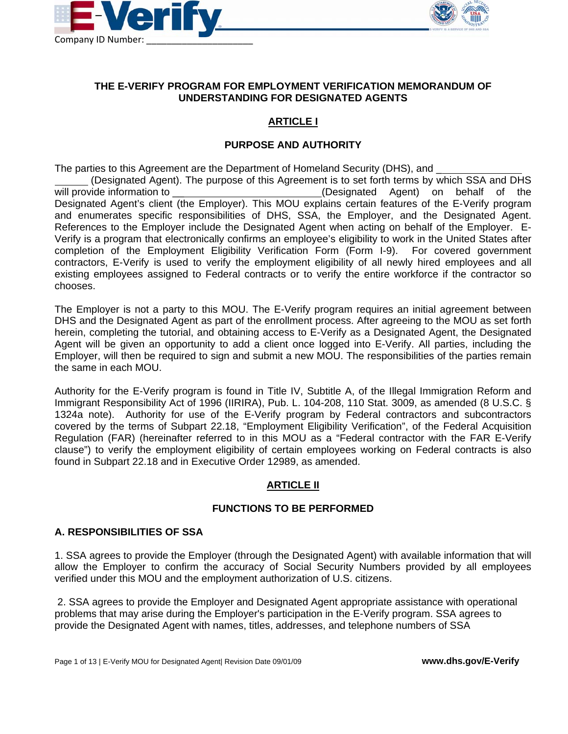Company ID Number: _____________________

# THE E-VERIFY PROGRAM FOR EMPLOYMENT VERIFICATION MEMORANDUM OF UNDERSTANDING FOR DESIGNATED AGENTS

## ARTICLE I

### PURPOSE AND AUTHORITY

The parties to this Agreement are the Department of Homeland Security (DHS), and _____________________ (Designated Agent). The purpose of this Agreement is to set forth terms by which SSA and DHS will provide information to __________________________(Designated Agent) on behalf of the Designated Agent's client (the Employer). This MOU explains certain features of the E-Verify program and enumerates specific responsibilities of DHS, SSA, the Employer, and the Designated Agent. References to the Employer include the Designated Agent when acting on behalf of the Employer. E-Verify is a program that electronically confirms an employee's eligibility to work in the United States after completion of the Employment Eligibility Verification Form (Form I-9). For covered government contractors, E-Verify is used to verify the employment eligibility of all newly hired employees and all existing employees assigned to Federal contracts or to verify the entire workforce if the contractor so chooses.

The Employer is not a party to this MOU. The E-Verify program requires an initial agreement between DHS and the Designated Agent as part of the enrollment process. After agreeing to the MOU as set forth herein, completing the tutorial, and obtaining access to E-Verify as a Designated Agent, the Designated Agent will be given an opportunity to add a client once logged into E-Verify. All parties, including the Employer, will then be required to sign and submit a new MOU. The responsibilities of the parties remain the same in each MOU.

Authority for the E-Verify program is found in Title IV, Subtitle A, of the Illegal Immigration Reform and Immigrant Responsibility Act of 1996 (IIRIRA), Pub. L. 104-208, 110 Stat. 3009, as amended (8 U.S.C. § 1324a note). Authority for use of the E-Verify program by Federal contractors and subcontractors covered by the terms of Subpart 22.18, "Employment Eligibility Verification", of the Federal Acquisition Regulation (FAR) (hereinafter referred to in this MOU as a "Federal contractor with the FAR E-Verify clause") to verify the employment eligibility of certain employees working on Federal contracts is also found in Subpart 22.18 and in Executive Order 12989, as amended.

## ARTICLE II

### FUNCTIONS TO BE PERFORMED

### A. RESPONSIBILITIES OF SSA

1. SSA agrees to provide the Employer (through the Designated Agent) with available information that will allow the Employer to confirm the accuracy of Social Security Numbers provided by all employees verified under this MOU and the employment authorization of U.S. citizens.

2. SSA agrees to provide the Employer and Designated Agent appropriate assistance with operational problems that may arise during the Employer's participation in the E-Verify program. SSA agrees to provide the Designated Agent with names, titles, addresses, and telephone numbers of SSA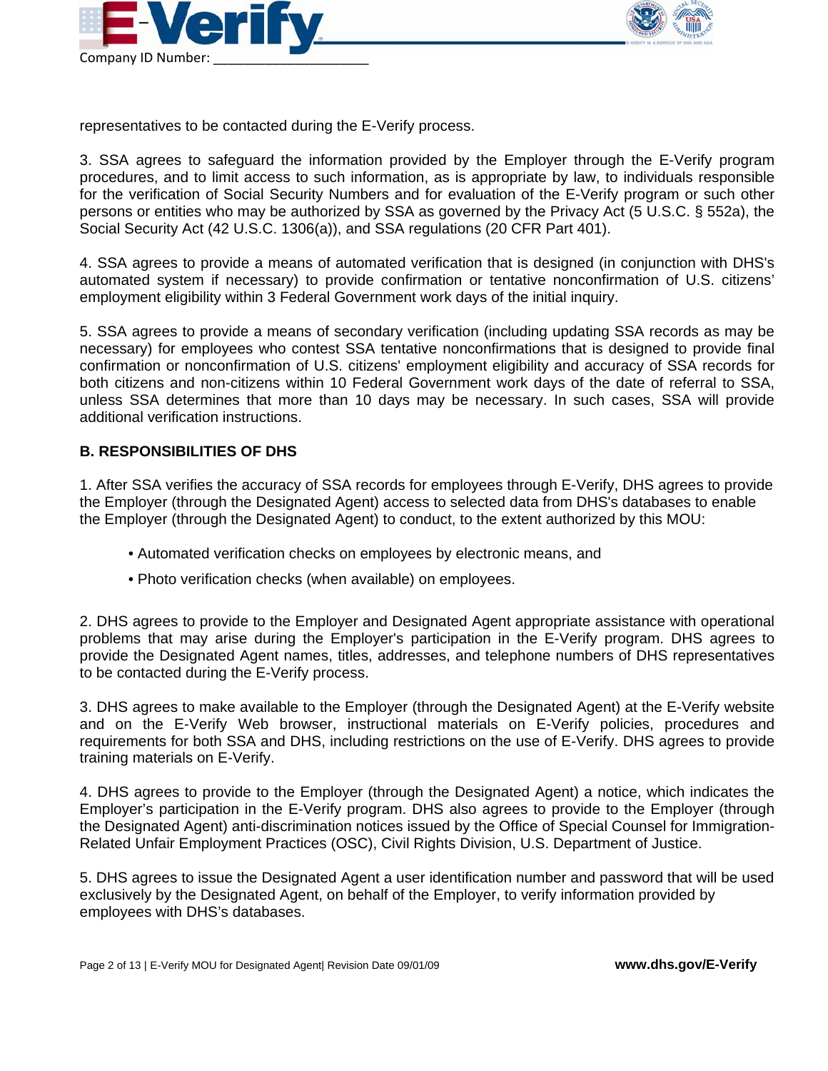representatives to be contacted during the E-Verify process.

3. SSA agrees to safeguard the information provided by the Employer through the E-Verify program procedures, and to limit access to such information, as is appropriate by law, to individuals responsible for the verification of Social Security Numbers and for evaluation of the E-Verify program or such other persons or entities who may be authorized by SSA as governed by the Privacy Act (5 U.S.C. § 552a), the Social Security Act (42 U.S.C. 1306(a)), and SSA regulations (20 CFR Part 401).

4. SSA agrees to provide a means of automated verification that is designed (in conjunction with DHS's automated system if necessary) to provide confirmation or tentative nonconfirmation of U.S. citizens' employment eligibility within 3 Federal Government work days of the initial inquiry.

5. SSA agrees to provide a means of secondary verification (including updating SSA records as may be necessary) for employees who contest SSA tentative nonconfirmations that is designed to provide final confirmation or nonconfirmation of U.S. citizens' employment eligibility and accuracy of SSA records for both citizens and non-citizens within 10 Federal Government work days of the date of referral to SSA, unless SSA determines that more than 10 days may be necessary. In such cases, SSA will provide additional verification instructions.

**B. RESPONSIBILITIES OF DHS**

1. After SSA verifies the accuracy of SSA records for employees through E-Verify, DHS agrees to provide the Employer (through the Designated Agent) access to selected data from DHS's databases to enable the Employer (through the Designated Agent) to conduct, to the extent authorized by this MOU:

- Automated verification checks on employees by electronic means, and
- Photo verification checks (when available) on employees.

2. DHS agrees to provide to the Employer and Designated Agent appropriate assistance with operational problems that may arise during the Employer's participation in the E-Verify program. DHS agrees to provide the Designated Agent names, titles, addresses, and telephone numbers of DHS representatives to be contacted during the E-Verify process.

3. DHS agrees to make available to the Employer (through the Designated Agent) at the E-Verify website and on the E-Verify Web browser, instructional materials on E-Verify policies, procedures and requirements for both SSA and DHS, including restrictions on the use of E-Verify. DHS agrees to provide training materials on E-Verify.

4. DHS agrees to provide to the Employer (through the Designated Agent) a notice, which indicates the Employer's participation in the E-Verify program. DHS also agrees to provide to the Employer (through the Designated Agent) anti-discrimination notices issued by the Office of Special Counsel for Immigration-Related Unfair Employment Practices (OSC), Civil Rights Division, U.S. Department of Justice.

5. DHS agrees to issue the Designated Agent a user identification number and password that will be used exclusively by the Designated Agent, on behalf of the Employer, to verify information provided by employees with DHS's databases.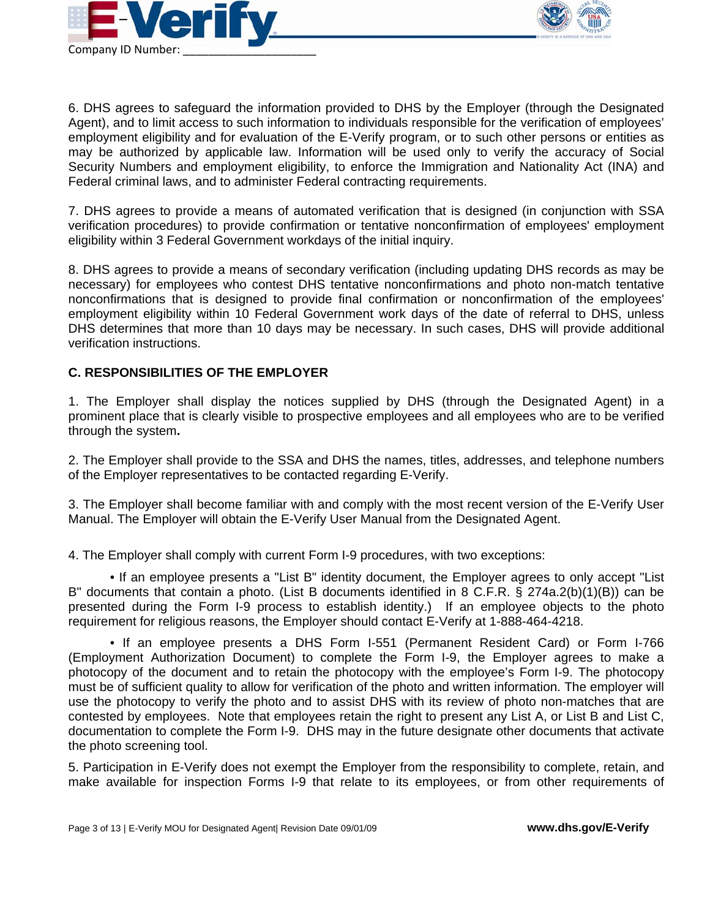6. DHS agrees to safeguard the information provided to DHS by the Employer (through the Designated Agent), and to limit access to such information to individuals responsible for the verification of employees' employment eligibility and for evaluation of the E-Verify program, or to such other persons or entities as may be authorized by applicable law. Information will be used only to verify the accuracy of Social Security Numbers and employment eligibility, to enforce the Immigration and Nationality Act (INA) and Federal criminal laws, and to administer Federal contracting requirements.

7. DHS agrees to provide a means of automated verification that is designed (in conjunction with SSA verification procedures) to provide confirmation or tentative nonconfirmation of employees' employment eligibility within 3 Federal Government workdays of the initial inquiry.

8. DHS agrees to provide a means of secondary verification (including updating DHS records as may be necessary) for employees who contest DHS tentative nonconfirmations and photo non-match tentative nonconfirmations that is designed to provide final confirmation or nonconfirmation of the employees' employment eligibility within 10 Federal Government work days of the date of referral to DHS, unless DHS determines that more than 10 days may be necessary. In such cases, DHS will provide additional verification instructions.

**C. RESPONSIBILITIES OF THE EMPLOYER**

1. The Employer shall display the notices supplied by DHS (through the Designated Agent) in a prominent place that is clearly visible to prospective employees and all employees who are to be verified through the system**.**

2. The Employer shall provide to the SSA and DHS the names, titles, addresses, and telephone numbers of the Employer representatives to be contacted regarding E-Verify.

3. The Employer shall become familiar with and comply with the most recent version of the E-Verify User Manual. The Employer will obtain the E-Verify User Manual from the Designated Agent.

4. The Employer shall comply with current Form I-9 procedures, with two exceptions:

- If an employee presents a "List B" identity document, the Employer agrees to only accept "List B" documents that contain a photo. (List B documents identified in 8 C.F.R. § 274a.2(b)(1)(B)) can be presented during the Form I-9 process to establish identity.) If an employee objects to the photo requirement for religious reasons, the Employer should contact E-Verify at 1-888-464-4218.

- If an employee presents a DHS Form I-551 (Permanent Resident Card) or Form I-766 (Employment Authorization Document) to complete the Form I-9, the Employer agrees to make a photocopy of the document and to retain the photocopy with the employee's Form I-9. The photocopy must be of sufficient quality to allow for verification of the photo and written information. The employer will use the photocopy to verify the photo and to assist DHS with its review of photo non-matches that are contested by employees. Note that employees retain the right to present any List A, or List B and List C, documentation to complete the Form I-9. DHS may in the future designate other documents that activate the photo screening tool.

5. Participation in E-Verify does not exempt the Employer from the responsibility to complete, retain, and make available for inspection Forms I-9 that relate to its employees, or from other requirements of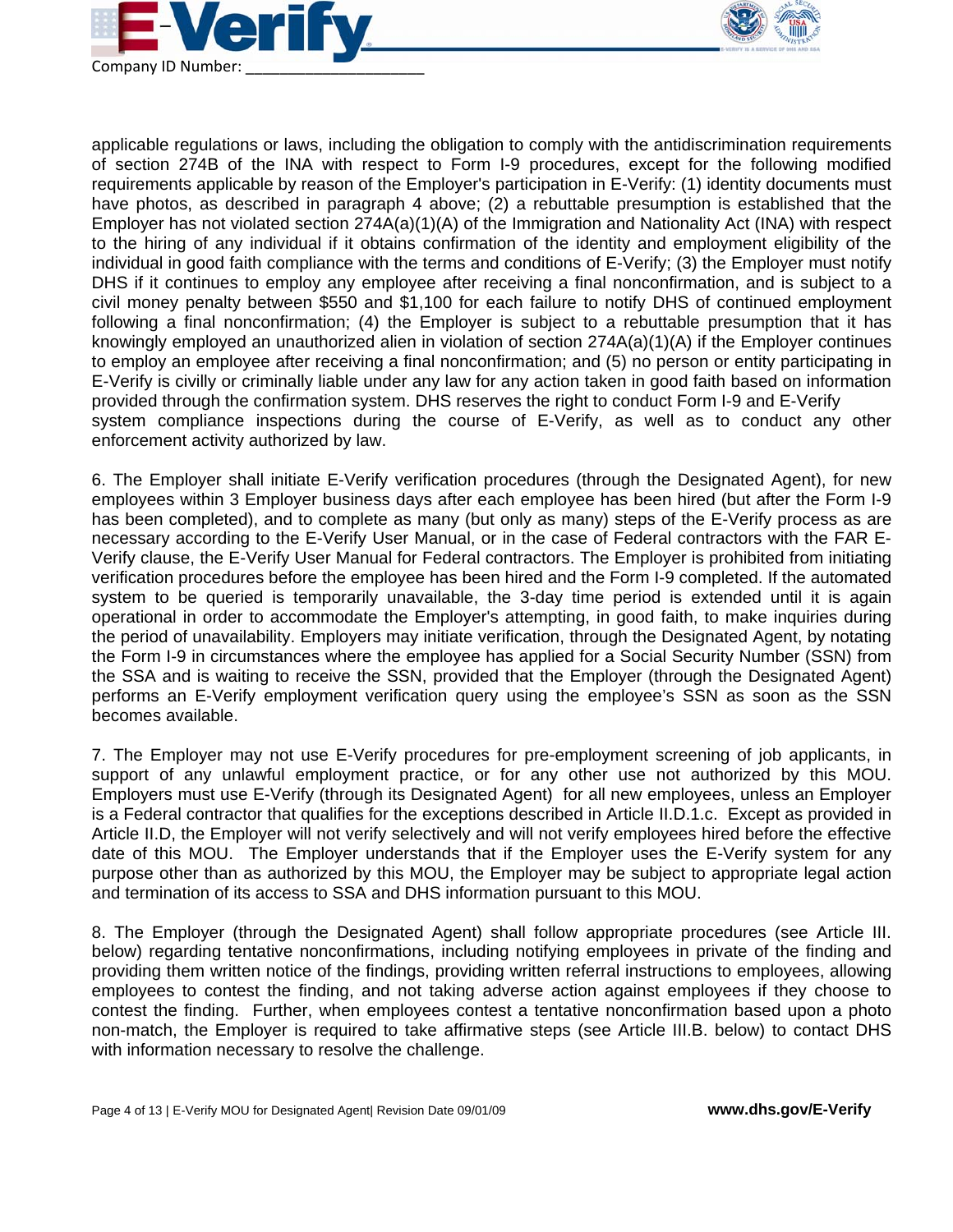applicable regulations or laws, including the obligation to comply with the antidiscrimination requirements of section 274B of the INA with respect to Form I-9 procedures, except for the following modified requirements applicable by reason of the Employer's participation in E-Verify: (1) identity documents must have photos, as described in paragraph 4 above; (2) a rebuttable presumption is established that the Employer has not violated section 274A(a)(1)(A) of the Immigration and Nationality Act (INA) with respect to the hiring of any individual if it obtains confirmation of the identity and employment eligibility of the individual in good faith compliance with the terms and conditions of E-Verify; (3) the Employer must notify DHS if it continues to employ any employee after receiving a final nonconfirmation, and is subject to a civil money penalty between $550 and $1,100 for each failure to notify DHS of continued employment following a final nonconfirmation; (4) the Employer is subject to a rebuttable presumption that it has knowingly employed an unauthorized alien in violation of section 274A(a)(1)(A) if the Employer continues to employ an employee after receiving a final nonconfirmation; and (5) no person or entity participating in E-Verify is civilly or criminally liable under any law for any action taken in good faith based on information provided through the confirmation system. DHS reserves the right to conduct Form I-9 and E-Verify system compliance inspections during the course of E-Verify, as well as to conduct any other enforcement activity authorized by law.

6. The Employer shall initiate E-Verify verification procedures (through the Designated Agent), for new employees within 3 Employer business days after each employee has been hired (but after the Form I-9 has been completed), and to complete as many (but only as many) steps of the E-Verify process as are necessary according to the E-Verify User Manual, or in the case of Federal contractors with the FAR E-Verify clause, the E-Verify User Manual for Federal contractors. The Employer is prohibited from initiating verification procedures before the employee has been hired and the Form I-9 completed. If the automated system to be queried is temporarily unavailable, the 3-day time period is extended until it is again operational in order to accommodate the Employer's attempting, in good faith, to make inquiries during the period of unavailability. Employers may initiate verification, through the Designated Agent, by notating the Form I-9 in circumstances where the employee has applied for a Social Security Number (SSN) from the SSA and is waiting to receive the SSN, provided that the Employer (through the Designated Agent) performs an E-Verify employment verification query using the employee's SSN as soon as the SSN becomes available.

7. The Employer may not use E-Verify procedures for pre-employment screening of job applicants, in support of any unlawful employment practice, or for any other use not authorized by this MOU. Employers must use E-Verify (through its Designated Agent) for all new employees, unless an Employer is a Federal contractor that qualifies for the exceptions described in Article II.D.1.c. Except as provided in Article II.D, the Employer will not verify selectively and will not verify employees hired before the effective date of this MOU. The Employer understands that if the Employer uses the E-Verify system for any purpose other than as authorized by this MOU, the Employer may be subject to appropriate legal action and termination of its access to SSA and DHS information pursuant to this MOU.

8. The Employer (through the Designated Agent) shall follow appropriate procedures (see Article III. below) regarding tentative nonconfirmations, including notifying employees in private of the finding and providing them written notice of the findings, providing written referral instructions to employees, allowing employees to contest the finding, and not taking adverse action against employees if they choose to contest the finding. Further, when employees contest a tentative nonconfirmation based upon a photo non-match, the Employer is required to take affirmative steps (see Article III.B. below) to contact DHS with information necessary to resolve the challenge.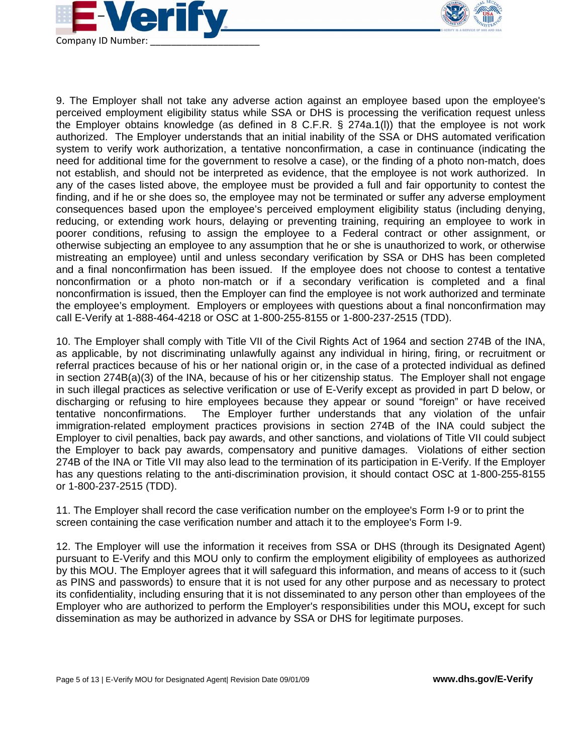9. The Employer shall not take any adverse action against an employee based upon the employee's perceived employment eligibility status while SSA or DHS is processing the verification request unless the Employer obtains knowledge (as defined in 8 C.F.R. § 274a.1(l)) that the employee is not work authorized. The Employer understands that an initial inability of the SSA or DHS automated verification system to verify work authorization, a tentative nonconfirmation, a case in continuance (indicating the need for additional time for the government to resolve a case), or the finding of a photo non-match, does not establish, and should not be interpreted as evidence, that the employee is not work authorized. In any of the cases listed above, the employee must be provided a full and fair opportunity to contest the finding, and if he or she does so, the employee may not be terminated or suffer any adverse employment consequences based upon the employee's perceived employment eligibility status (including denying, reducing, or extending work hours, delaying or preventing training, requiring an employee to work in poorer conditions, refusing to assign the employee to a Federal contract or other assignment, or otherwise subjecting an employee to any assumption that he or she is unauthorized to work, or otherwise mistreating an employee) until and unless secondary verification by SSA or DHS has been completed and a final nonconfirmation has been issued. If the employee does not choose to contest a tentative nonconfirmation or a photo non-match or if a secondary verification is completed and a final nonconfirmation is issued, then the Employer can find the employee is not work authorized and terminate the employee's employment. Employers or employees with questions about a final nonconfirmation may call E-Verify at 1-888-464-4218 or OSC at 1-800-255-8155 or 1-800-237-2515 (TDD).

10. The Employer shall comply with Title VII of the Civil Rights Act of 1964 and section 274B of the INA, as applicable, by not discriminating unlawfully against any individual in hiring, firing, or recruitment or referral practices because of his or her national origin or, in the case of a protected individual as defined in section 274B(a)(3) of the INA, because of his or her citizenship status. The Employer shall not engage in such illegal practices as selective verification or use of E-Verify except as provided in part D below, or discharging or refusing to hire employees because they appear or sound "foreign" or have received tentative nonconfirmations. The Employer further understands that any violation of the unfair immigration-related employment practices provisions in section 274B of the INA could subject the Employer to civil penalties, back pay awards, and other sanctions, and violations of Title VII could subject the Employer to back pay awards, compensatory and punitive damages. Violations of either section 274B of the INA or Title VII may also lead to the termination of its participation in E-Verify. If the Employer has any questions relating to the anti-discrimination provision, it should contact OSC at 1-800-255-8155 or 1-800-237-2515 (TDD).

11. The Employer shall record the case verification number on the employee's Form I-9 or to print the screen containing the case verification number and attach it to the employee's Form I-9.

12. The Employer will use the information it receives from SSA or DHS (through its Designated Agent) pursuant to E-Verify and this MOU only to confirm the employment eligibility of employees as authorized by this MOU. The Employer agrees that it will safeguard this information, and means of access to it (such as PINS and passwords) to ensure that it is not used for any other purpose and as necessary to protect its confidentiality, including ensuring that it is not disseminated to any person other than employees of the Employer who are authorized to perform the Employer's responsibilities under this MOU**,** except for such dissemination as may be authorized in advance by SSA or DHS for legitimate purposes.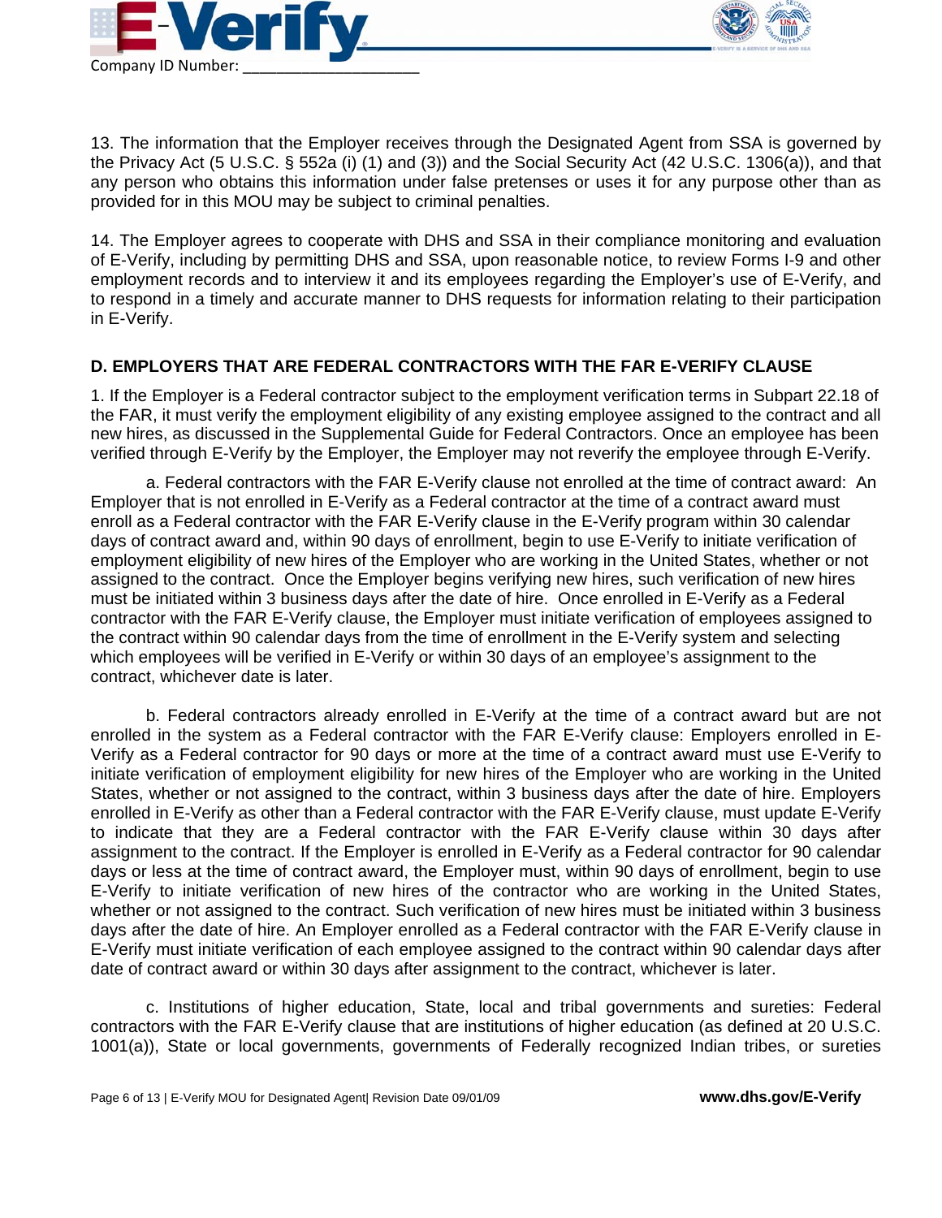13. The information that the Employer receives through the Designated Agent from SSA is governed by the Privacy Act (5 U.S.C. § 552a (i) (1) and (3)) and the Social Security Act (42 U.S.C. 1306(a)), and that any person who obtains this information under false pretenses or uses it for any purpose other than as provided for in this MOU may be subject to criminal penalties.

14. The Employer agrees to cooperate with DHS and SSA in their compliance monitoring and evaluation of E-Verify, including by permitting DHS and SSA, upon reasonable notice, to review Forms I-9 and other employment records and to interview it and its employees regarding the Employer's use of E-Verify, and to respond in a timely and accurate manner to DHS requests for information relating to their participation in E-Verify.

**D. EMPLOYERS THAT ARE FEDERAL CONTRACTORS WITH THE FAR E-VERIFY CLAUSE**

1. If the Employer is a Federal contractor subject to the employment verification terms in Subpart 22.18 of the FAR, it must verify the employment eligibility of any existing employee assigned to the contract and all new hires, as discussed in the Supplemental Guide for Federal Contractors. Once an employee has been verified through E-Verify by the Employer, the Employer may not reverify the employee through E-Verify.

a. Federal contractors with the FAR E-Verify clause not enrolled at the time of contract award: An Employer that is not enrolled in E-Verify as a Federal contractor at the time of a contract award must enroll as a Federal contractor with the FAR E-Verify clause in the E-Verify program within 30 calendar days of contract award and, within 90 days of enrollment, begin to use E-Verify to initiate verification of employment eligibility of new hires of the Employer who are working in the United States, whether or not assigned to the contract. Once the Employer begins verifying new hires, such verification of new hires must be initiated within 3 business days after the date of hire. Once enrolled in E-Verify as a Federal contractor with the FAR E-Verify clause, the Employer must initiate verification of employees assigned to the contract within 90 calendar days from the time of enrollment in the E-Verify system and selecting which employees will be verified in E-Verify or within 30 days of an employee's assignment to the contract, whichever date is later.

b. Federal contractors already enrolled in E-Verify at the time of a contract award but are not enrolled in the system as a Federal contractor with the FAR E-Verify clause: Employers enrolled in E-Verify as a Federal contractor for 90 days or more at the time of a contract award must use E-Verify to initiate verification of employment eligibility for new hires of the Employer who are working in the United States, whether or not assigned to the contract, within 3 business days after the date of hire. Employers enrolled in E-Verify as other than a Federal contractor with the FAR E-Verify clause, must update E-Verify to indicate that they are a Federal contractor with the FAR E-Verify clause within 30 days after assignment to the contract. If the Employer is enrolled in E-Verify as a Federal contractor for 90 calendar days or less at the time of contract award, the Employer must, within 90 days of enrollment, begin to use E-Verify to initiate verification of new hires of the contractor who are working in the United States, whether or not assigned to the contract. Such verification of new hires must be initiated within 3 business days after the date of hire. An Employer enrolled as a Federal contractor with the FAR E-Verify clause in E-Verify must initiate verification of each employee assigned to the contract within 90 calendar days after date of contract award or within 30 days after assignment to the contract, whichever is later.

c. Institutions of higher education, State, local and tribal governments and sureties: Federal contractors with the FAR E-Verify clause that are institutions of higher education (as defined at 20 U.S.C. 1001(a)), State or local governments, governments of Federally recognized Indian tribes, or sureties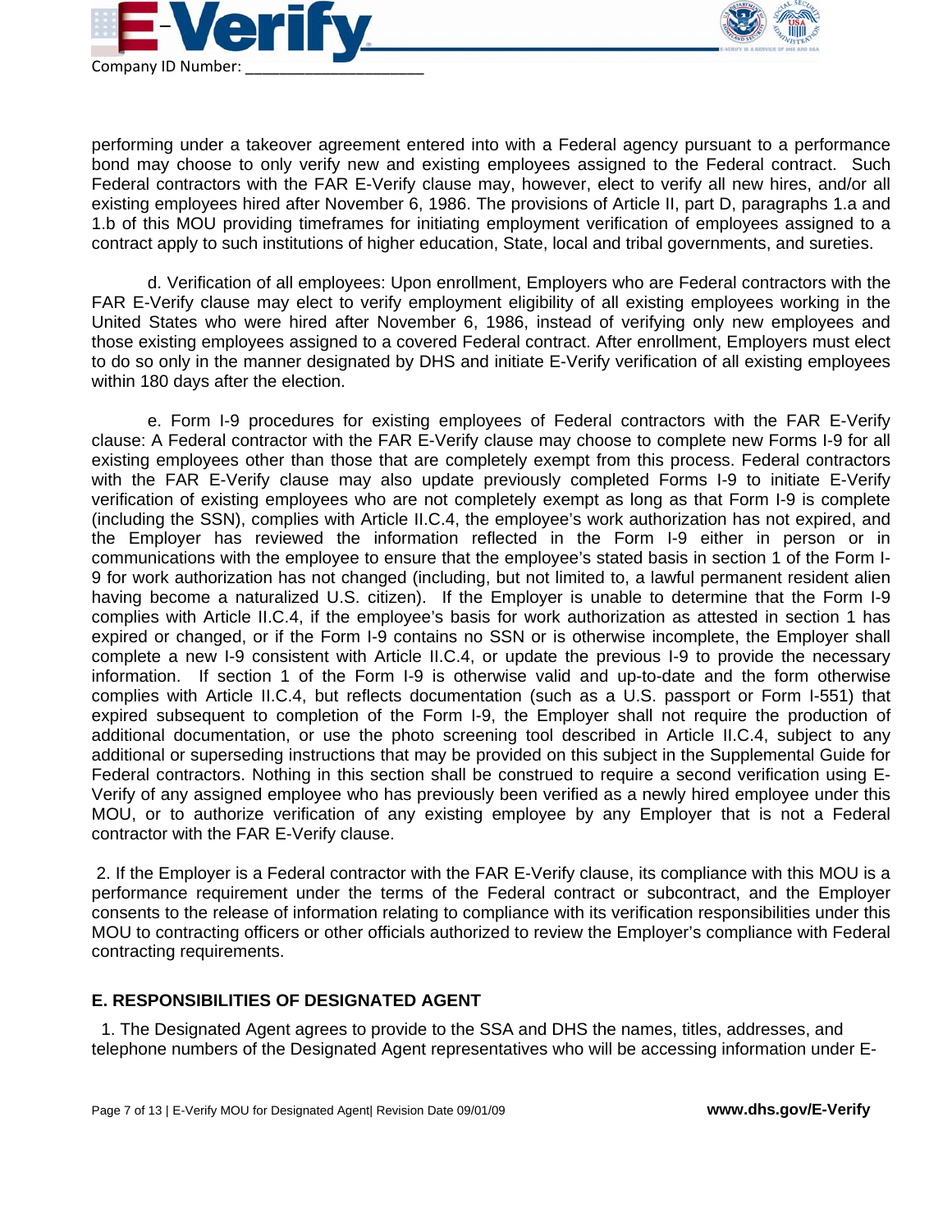performing under a takeover agreement entered into with a Federal agency pursuant to a performance bond may choose to only verify new and existing employees assigned to the Federal contract. Such Federal contractors with the FAR E-Verify clause may, however, elect to verify all new hires, and/or all existing employees hired after November 6, 1986. The provisions of Article II, part D, paragraphs 1.a and 1.b of this MOU providing timeframes for initiating employment verification of employees assigned to a contract apply to such institutions of higher education, State, local and tribal governments, and sureties.

d. Verification of all employees: Upon enrollment, Employers who are Federal contractors with the FAR E-Verify clause may elect to verify employment eligibility of all existing employees working in the United States who were hired after November 6, 1986, instead of verifying only new employees and those existing employees assigned to a covered Federal contract. After enrollment, Employers must elect to do so only in the manner designated by DHS and initiate E-Verify verification of all existing employees within 180 days after the election.

e. Form I-9 procedures for existing employees of Federal contractors with the FAR E-Verify clause: A Federal contractor with the FAR E-Verify clause may choose to complete new Forms I-9 for all existing employees other than those that are completely exempt from this process. Federal contractors with the FAR E-Verify clause may also update previously completed Forms I-9 to initiate E-Verify verification of existing employees who are not completely exempt as long as that Form I-9 is complete (including the SSN), complies with Article II.C.4, the employee's work authorization has not expired, and the Employer has reviewed the information reflected in the Form I-9 either in person or in communications with the employee to ensure that the employee's stated basis in section 1 of the Form I-9 for work authorization has not changed (including, but not limited to, a lawful permanent resident alien having become a naturalized U.S. citizen). If the Employer is unable to determine that the Form I-9 complies with Article II.C.4, if the employee's basis for work authorization as attested in section 1 has expired or changed, or if the Form I-9 contains no SSN or is otherwise incomplete, the Employer shall complete a new I-9 consistent with Article II.C.4, or update the previous I-9 to provide the necessary information. If section 1 of the Form I-9 is otherwise valid and up-to-date and the form otherwise complies with Article II.C.4, but reflects documentation (such as a U.S. passport or Form I-551) that expired subsequent to completion of the Form I-9, the Employer shall not require the production of additional documentation, or use the photo screening tool described in Article II.C.4, subject to any additional or superseding instructions that may be provided on this subject in the Supplemental Guide for Federal contractors. Nothing in this section shall be construed to require a second verification using E-Verify of any assigned employee who has previously been verified as a newly hired employee under this MOU, or to authorize verification of any existing employee by any Employer that is not a Federal contractor with the FAR E-Verify clause.

2. If the Employer is a Federal contractor with the FAR E-Verify clause, its compliance with this MOU is a performance requirement under the terms of the Federal contract or subcontract, and the Employer consents to the release of information relating to compliance with its verification responsibilities under this MOU to contracting officers or other officials authorized to review the Employer's compliance with Federal contracting requirements.

## E. RESPONSIBILITIES OF DESIGNATED AGENT

1. The Designated Agent agrees to provide to the SSA and DHS the names, titles, addresses, and telephone numbers of the Designated Agent representatives who will be accessing information under E-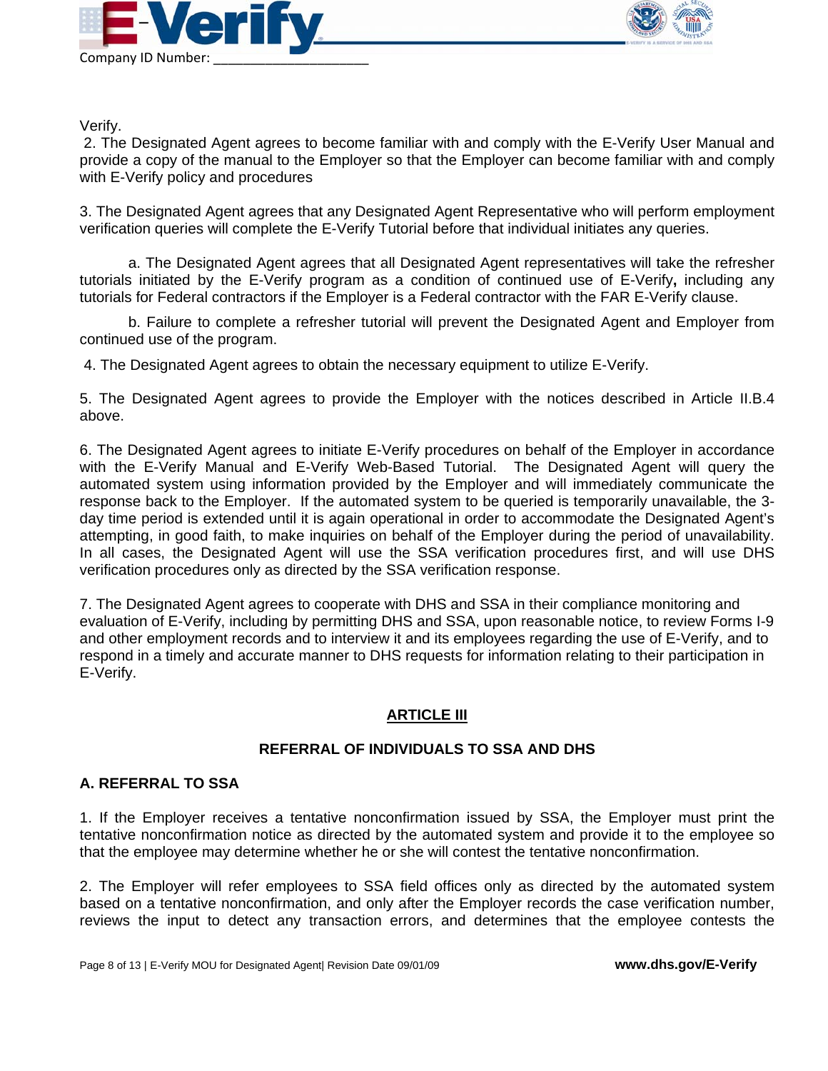Verify.

2. The Designated Agent agrees to become familiar with and comply with the E-Verify User Manual and provide a copy of the manual to the Employer so that the Employer can become familiar with and comply with E-Verify policy and procedures

3. The Designated Agent agrees that any Designated Agent Representative who will perform employment verification queries will complete the E-Verify Tutorial before that individual initiates any queries.

a. The Designated Agent agrees that all Designated Agent representatives will take the refresher tutorials initiated by the E-Verify program as a condition of continued use of E-Verify**,** including any tutorials for Federal contractors if the Employer is a Federal contractor with the FAR E-Verify clause.

b. Failure to complete a refresher tutorial will prevent the Designated Agent and Employer from continued use of the program.

4. The Designated Agent agrees to obtain the necessary equipment to utilize E-Verify.

5. The Designated Agent agrees to provide the Employer with the notices described in Article II.B.4 above.

6. The Designated Agent agrees to initiate E-Verify procedures on behalf of the Employer in accordance with the E-Verify Manual and E-Verify Web-Based Tutorial. The Designated Agent will query the automated system using information provided by the Employer and will immediately communicate the response back to the Employer. If the automated system to be queried is temporarily unavailable, the 3-day time period is extended until it is again operational in order to accommodate the Designated Agent's attempting, in good faith, to make inquiries on behalf of the Employer during the period of unavailability. In all cases, the Designated Agent will use the SSA verification procedures first, and will use DHS verification procedures only as directed by the SSA verification response.

7. The Designated Agent agrees to cooperate with DHS and SSA in their compliance monitoring and evaluation of E-Verify, including by permitting DHS and SSA, upon reasonable notice, to review Forms I-9 and other employment records and to interview it and its employees regarding the use of E-Verify, and to respond in a timely and accurate manner to DHS requests for information relating to their participation in E-Verify.

## ARTICLE III

## REFERRAL OF INDIVIDUALS TO SSA AND DHS

### A. REFERRAL TO SSA

1. If the Employer receives a tentative nonconfirmation issued by SSA, the Employer must print the tentative nonconfirmation notice as directed by the automated system and provide it to the employee so that the employee may determine whether he or she will contest the tentative nonconfirmation.

2. The Employer will refer employees to SSA field offices only as directed by the automated system based on a tentative nonconfirmation, and only after the Employer records the case verification number, reviews the input to detect any transaction errors, and determines that the employee contests the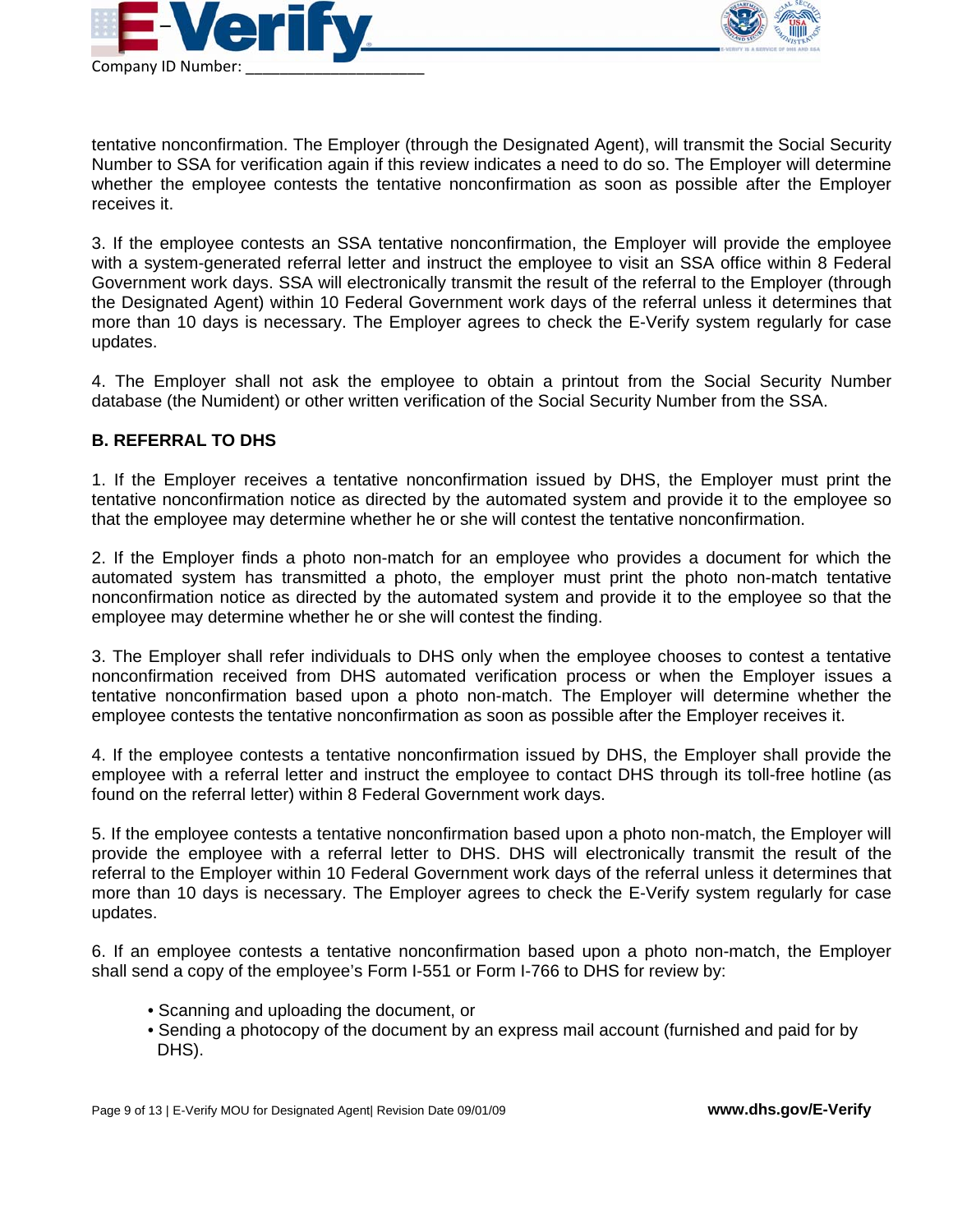tentative nonconfirmation. The Employer (through the Designated Agent), will transmit the Social Security Number to SSA for verification again if this review indicates a need to do so. The Employer will determine whether the employee contests the tentative nonconfirmation as soon as possible after the Employer receives it.

3. If the employee contests an SSA tentative nonconfirmation, the Employer will provide the employee with a system-generated referral letter and instruct the employee to visit an SSA office within 8 Federal Government work days. SSA will electronically transmit the result of the referral to the Employer (through the Designated Agent) within 10 Federal Government work days of the referral unless it determines that more than 10 days is necessary. The Employer agrees to check the E-Verify system regularly for case updates.

4. The Employer shall not ask the employee to obtain a printout from the Social Security Number database (the Numident) or other written verification of the Social Security Number from the SSA.

**B. REFERRAL TO DHS**

1. If the Employer receives a tentative nonconfirmation issued by DHS, the Employer must print the tentative nonconfirmation notice as directed by the automated system and provide it to the employee so that the employee may determine whether he or she will contest the tentative nonconfirmation.

2. If the Employer finds a photo non-match for an employee who provides a document for which the automated system has transmitted a photo, the employer must print the photo non-match tentative nonconfirmation notice as directed by the automated system and provide it to the employee so that the employee may determine whether he or she will contest the finding.

3. The Employer shall refer individuals to DHS only when the employee chooses to contest a tentative nonconfirmation received from DHS automated verification process or when the Employer issues a tentative nonconfirmation based upon a photo non-match. The Employer will determine whether the employee contests the tentative nonconfirmation as soon as possible after the Employer receives it.

4. If the employee contests a tentative nonconfirmation issued by DHS, the Employer shall provide the employee with a referral letter and instruct the employee to contact DHS through its toll-free hotline (as found on the referral letter) within 8 Federal Government work days.

5. If the employee contests a tentative nonconfirmation based upon a photo non-match, the Employer will provide the employee with a referral letter to DHS. DHS will electronically transmit the result of the referral to the Employer within 10 Federal Government work days of the referral unless it determines that more than 10 days is necessary. The Employer agrees to check the E-Verify system regularly for case updates.

6. If an employee contests a tentative nonconfirmation based upon a photo non-match, the Employer shall send a copy of the employee's Form I-551 or Form I-766 to DHS for review by:

- Scanning and uploading the document, or
- Sending a photocopy of the document by an express mail account (furnished and paid for by DHS).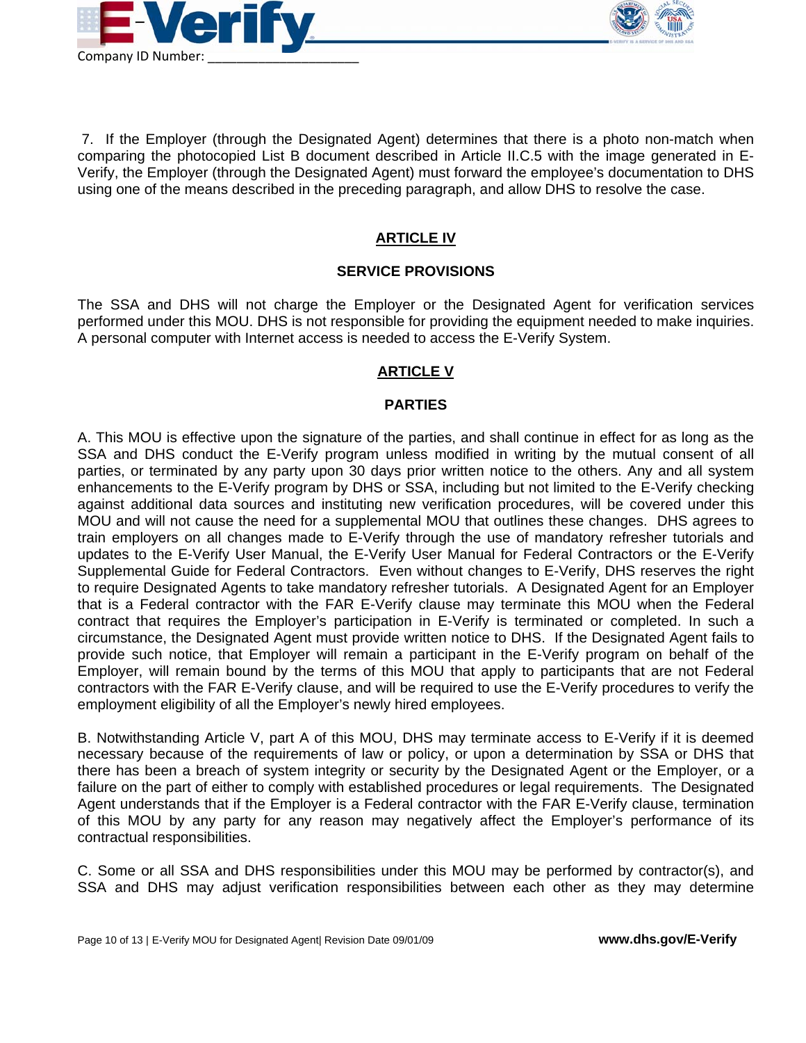7. If the Employer (through the Designated Agent) determines that there is a photo non-match when comparing the photocopied List B document described in Article II.C.5 with the image generated in E-Verify, the Employer (through the Designated Agent) must forward the employee's documentation to DHS using one of the means described in the preceding paragraph, and allow DHS to resolve the case.

## ARTICLE IV

### SERVICE PROVISIONS

The SSA and DHS will not charge the Employer or the Designated Agent for verification services performed under this MOU. DHS is not responsible for providing the equipment needed to make inquiries. A personal computer with Internet access is needed to access the E-Verify System.

## ARTICLE V

### PARTIES

A. This MOU is effective upon the signature of the parties, and shall continue in effect for as long as the SSA and DHS conduct the E-Verify program unless modified in writing by the mutual consent of all parties, or terminated by any party upon 30 days prior written notice to the others. Any and all system enhancements to the E-Verify program by DHS or SSA, including but not limited to the E-Verify checking against additional data sources and instituting new verification procedures, will be covered under this MOU and will not cause the need for a supplemental MOU that outlines these changes. DHS agrees to train employers on all changes made to E-Verify through the use of mandatory refresher tutorials and updates to the E-Verify User Manual, the E-Verify User Manual for Federal Contractors or the E-Verify Supplemental Guide for Federal Contractors. Even without changes to E-Verify, DHS reserves the right to require Designated Agents to take mandatory refresher tutorials. A Designated Agent for an Employer that is a Federal contractor with the FAR E-Verify clause may terminate this MOU when the Federal contract that requires the Employer's participation in E-Verify is terminated or completed. In such a circumstance, the Designated Agent must provide written notice to DHS. If the Designated Agent fails to provide such notice, that Employer will remain a participant in the E-Verify program on behalf of the Employer, will remain bound by the terms of this MOU that apply to participants that are not Federal contractors with the FAR E-Verify clause, and will be required to use the E-Verify procedures to verify the employment eligibility of all the Employer's newly hired employees.

B. Notwithstanding Article V, part A of this MOU, DHS may terminate access to E-Verify if it is deemed necessary because of the requirements of law or policy, or upon a determination by SSA or DHS that there has been a breach of system integrity or security by the Designated Agent or the Employer, or a failure on the part of either to comply with established procedures or legal requirements. The Designated Agent understands that if the Employer is a Federal contractor with the FAR E-Verify clause, termination of this MOU by any party for any reason may negatively affect the Employer's performance of its contractual responsibilities.

C. Some or all SSA and DHS responsibilities under this MOU may be performed by contractor(s), and SSA and DHS may adjust verification responsibilities between each other as they may determine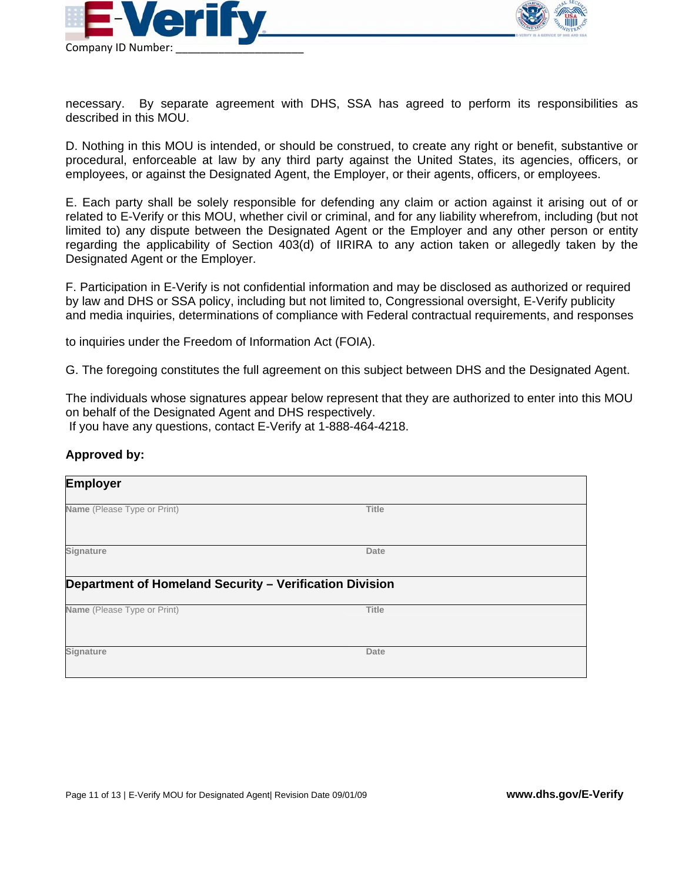Company ID Number: ______________________

necessary. By separate agreement with DHS, SSA has agreed to perform its responsibilities as described in this MOU.

D. Nothing in this MOU is intended, or should be construed, to create any right or benefit, substantive or procedural, enforceable at law by any third party against the United States, its agencies, officers, or employees, or against the Designated Agent, the Employer, or their agents, officers, or employees.

E. Each party shall be solely responsible for defending any claim or action against it arising out of or related to E-Verify or this MOU, whether civil or criminal, and for any liability wherefrom, including (but not limited to) any dispute between the Designated Agent or the Employer and any other person or entity regarding the applicability of Section 403(d) of IIRIRA to any action taken or allegedly taken by the Designated Agent or the Employer.

F. Participation in E-Verify is not confidential information and may be disclosed as authorized or required by law and DHS or SSA policy, including but not limited to, Congressional oversight, E-Verify publicity and media inquiries, determinations of compliance with Federal contractual requirements, and responses to inquiries under the Freedom of Information Act (FOIA).

G. The foregoing constitutes the full agreement on this subject between DHS and the Designated Agent.

The individuals whose signatures appear below represent that they are authorized to enter into this MOU on behalf of the Designated Agent and DHS respectively.
If you have any questions, contact E-Verify at 1-888-464-4218.

**Approved by:**

| **Employer** | |
|---|---|
| **Name** (Please Type or Print) | **Title** |
| **Signature** | **Date** |
| **Department of Homeland Security – Verification Division** | |
| **Name** (Please Type or Print) | **Title** |
| **Signature** | **Date** |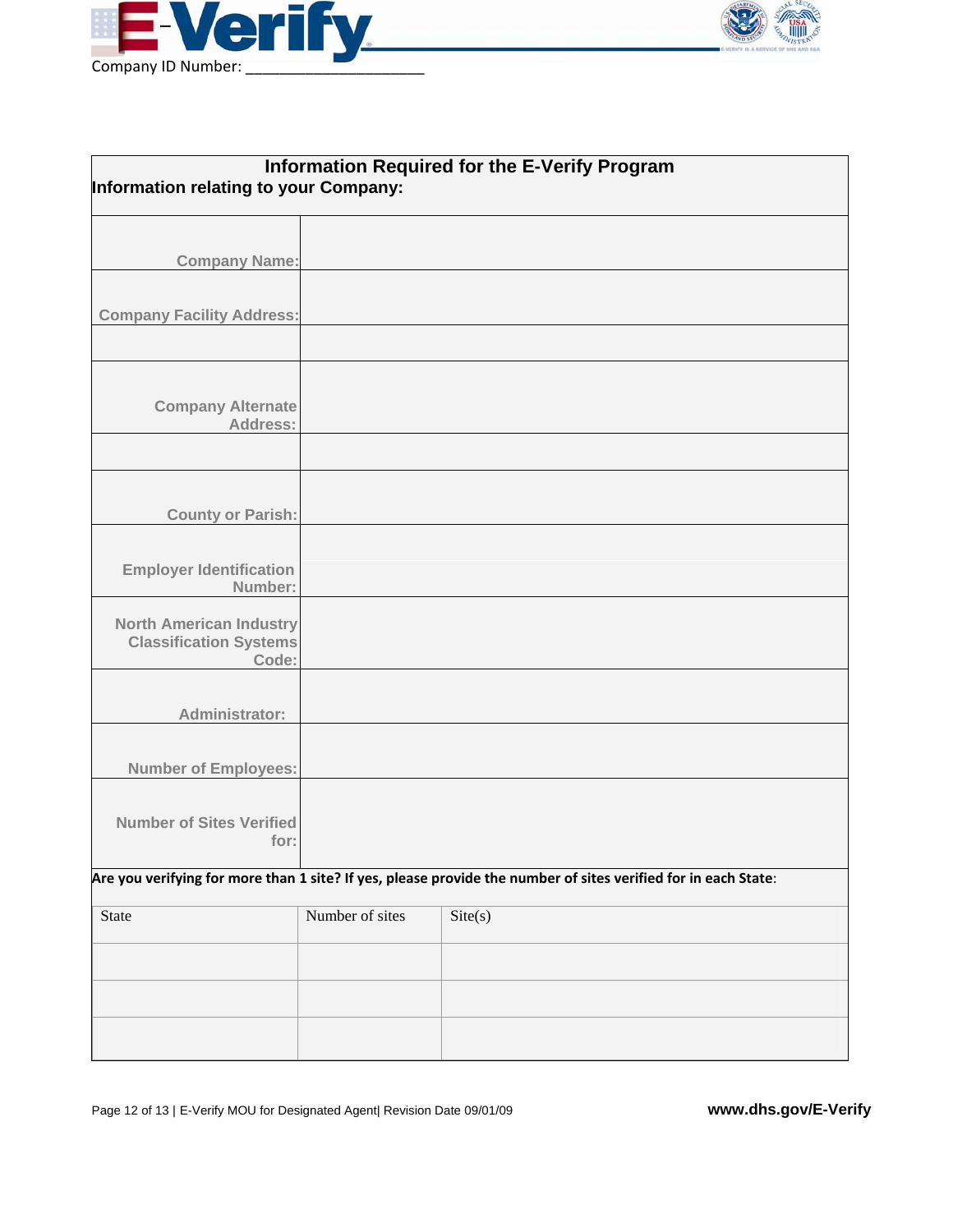Company ID Number: ____________________

# Information Required for the E-Verify Program

**Information relating to your Company:**

| | |
|---|---|
| **Company Name:** | |
| **Company Facility Address:** | |
| | |
| **Company Alternate Address:** | |
| | |
| **County or Parish:** | |
| **Employer Identification Number:** | |
| **North American Industry Classification Systems Code:** | |
| **Administrator:** | |
| **Number of Employees:** | |
| **Number of Sites Verified for:** | |

**Are you verifying for more than 1 site? If yes, please provide the number of sites verified for in each State**:

| State | Number of sites | Site(s) |
|---|---|---|
| | | |
| | | |
| | | |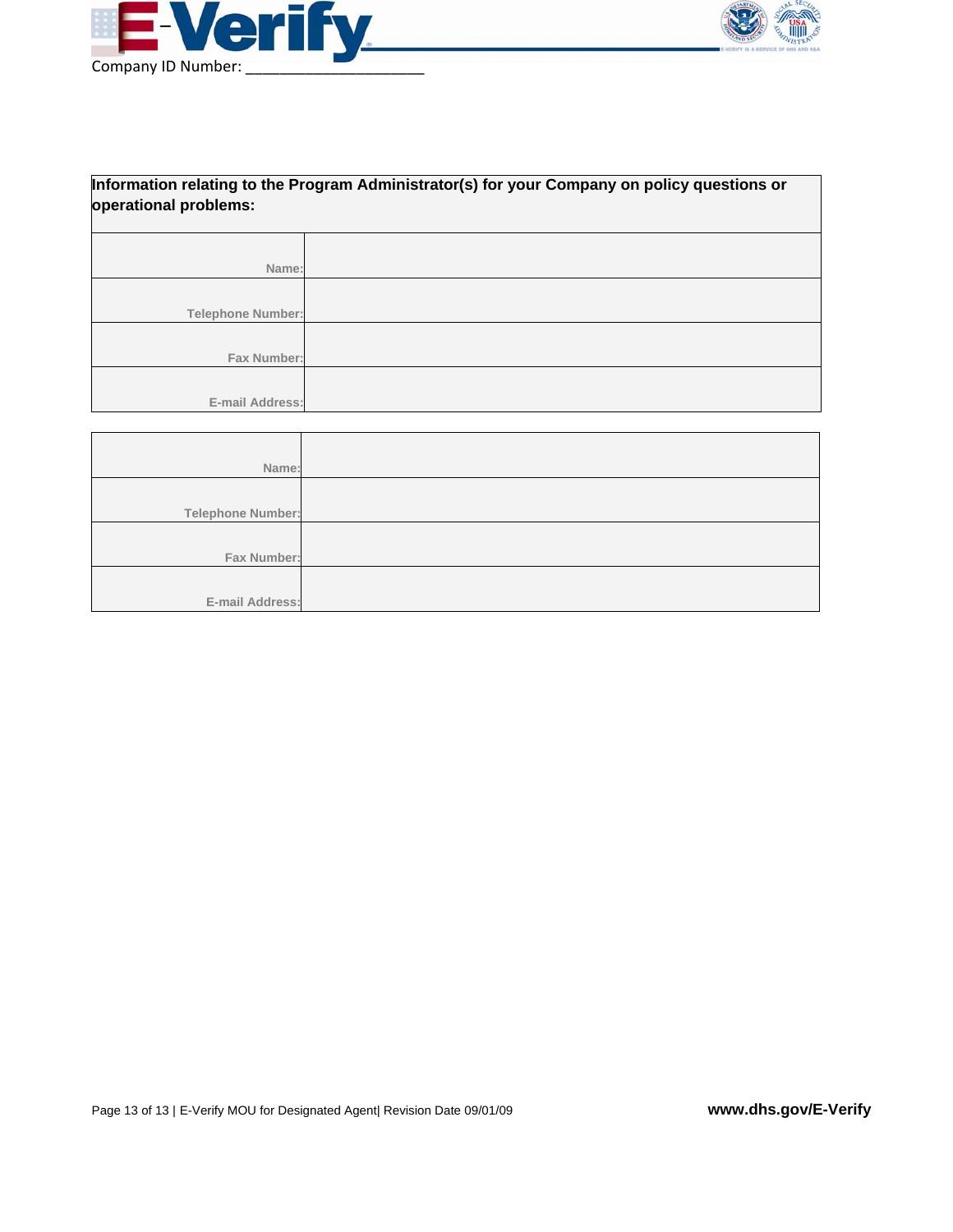Company ID Number: ____________________

| Information relating to the Program Administrator(s) for your Company on policy questions or operational problems: | |
|---|---|
| Name: | |
| Telephone Number: | |
| Fax Number: | |
| E-mail Address: | |

| | |
|---|---|
| Name: | |
| Telephone Number: | |
| Fax Number: | |
| E-mail Address: | |